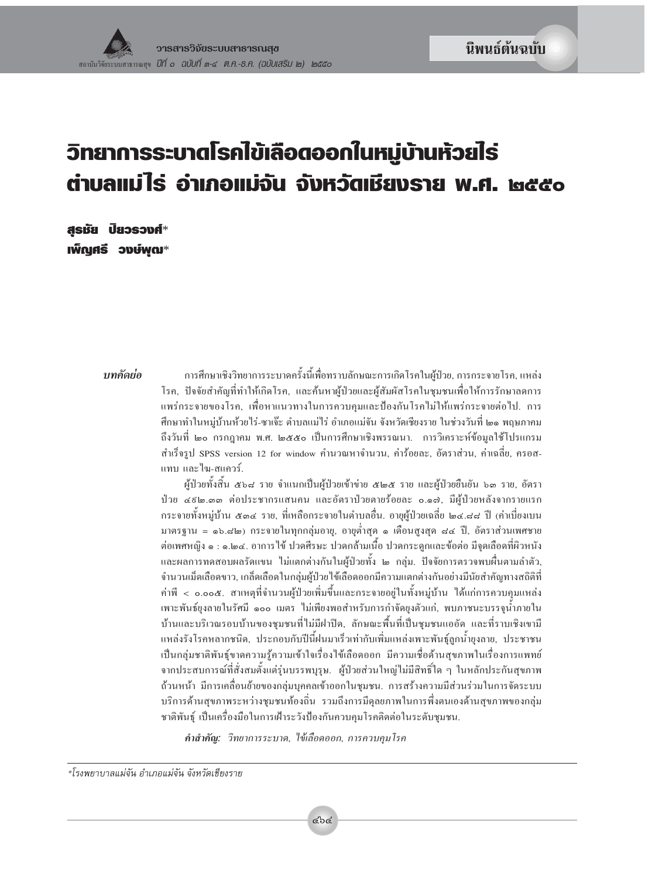นิพนธ์ต้นฉบับ

# วิทยาการระบาดโรคไข้เลือดออกในหมู่บ้านห้วยไร่ ตำบลแม่ไร่ อำเภอแม่จัน จังหวัดเชียงราย พ.ศ. ๒๕๕๐

**สุรชัย ปิยวรวงศ์***
**เพ็ญศรี วงษ์พุฒ***

***บทคัดย่อ*** การศึกษาเชิงวิทยาการระบาดครั้งนี้เพื่อทราบลักษณะการเกิดโรคในผู้ป่วย, การกระจายโรค, แหล่งโรค, ปัจจัยสำคัญที่ทำให้เกิดโรค, และค้นหาผู้ป่วยและผู้สัมผัสโรคในชุมชนเพื่อให้การรักษาลดการแพร่กระจายของโรค, เพื่อหาแนวทางในการควบคุมและป้องกันโรคไม่ให้แพร่กระจายต่อไป. การศึกษาทำในหมู่บ้านห้วยไร่-ชาเจ๊ะ ตำบลแม่ไร่ อำเภอแม่จัน จังหวัดเชียงราย ในช่วงวันที่ ๒๑ พฤษภาคม ถึงวันที่ ๒๐ กรกฎาคม พ.ศ. ๒๕๕๐ เป็นการศึกษาเชิงพรรณนา. การวิเคราะห์ข้อมูลใช้โปรแกรมสำเร็จรูป SPSS version 12 for window คำนวณหาจำนวน, ค่าร้อยละ, อัตราส่วน, ค่าเฉลี่ย, ครอสแทบ และไค-สแควร์.

ผู้ป่วยทั้งสิ้น ๕๖๘ ราย จำแนกเป็นผู้ป่วยเข้าข่าย ๕๒๕ ราย และผู้ป่วยยืนยัน ๖๓ ราย, อัตราป่วย ๔๖๒.๓๓ ต่อประชากรแสนคน และอัตราป่วยตายร้อยละ ๐.๑๗, มีผู้ป่วยหลังจากรายแรกกระจายทั้งหมู่บ้าน ๕๓๔ ราย, ที่เหลือกระจายในตำบลอื่น. อายุผู้ป่วยเฉลี่ย ๒๔.๘๘ ปี (ค่าเบี่ยงเบนมาตรฐาน = ๑๖.๘๒) กระจายในทุกกลุ่มอายุ, อายุต่ำสุด ๑ เดือนสูงสุด ๘๔ ปี, อัตราส่วนเพศชายต่อเพศหญิง ๑ : ๑.๒๔. อาการไข้ ปวดศีรษะ ปวดกล้ามเนื้อ ปวดกระดูกและข้อต่อ มีจุดเลือดที่ผิวหนังและผลการทดสอบผลรัดแขน ไม่แตกต่างกันในผู้ป่วยทั้ง ๒ กลุ่ม. ปัจจัยการตรวจพบผื่นตามลำตัว, จำนวนเม็ดเลือดขาว, เกล็ดเลือดในกลุ่มผู้ป่วยไข้เลือดออกมีความแตกต่างกันอย่างมีนัยสำคัญทางสถิติที่ค่าพี < ๐.๐๐๕. สาเหตุที่จำนวนผู้ป่วยเพิ่มขึ้นและกระจายอยู่ในทั้งหมู่บ้าน ได้แก่การควบคุมแหล่งเพาะพันธุ์ยุงลายในรัศมี ๑๐๐ เมตร ไม่เพียงพอสำหรับการกำจัดยุงตัวแก่, พบภาชนะบรรจุน้ำภายในบ้านและบริเวณรอบบ้านของชุมชนที่ไม่มีฝาปิด, ลักษณะพื้นที่เป็นชุมชนแออัด และที่ราบเชิงเขามีแหล่งรังโรคหลากชนิด, ประกอบกับปีนี้ฝนมาเร็วเท่ากับเพิ่มแหล่งเพาะพันธุ์ลูกน้ำยุงลาย, ประชาชนเป็นกลุ่มชาติพันธุ์ขาดความรู้ความเข้าใจเรื่องไข้เลือดออก มีความเชื่อด้านสุขภาพในเรื่องการแพทย์จากประสบการณ์ที่สั่งสมตั้งแต่รุ่นบรรพบุรุษ. ผู้ป่วยส่วนใหญ่ไม่มีสิทธิ์ใด ๆ ในหลักประกันสุขภาพถ้วนหน้า มีการเคลื่อนย้ายของกลุ่มบุคคลเข้าออกในชุมชน. การสร้างความมีส่วนร่วมในการจัดระบบบริการด้านสุขภาพระหว่างชุมชนท้องถิ่น รวมถึงการมีดุลยภาพในการพึ่งตนเองด้านสุขภาพของกลุ่มชาติพันธุ์ เป็นเครื่องมือในการเฝ้าระวังป้องกันควบคุมโรคติดต่อในระดับชุมชน.

***คำสำคัญ:*** *วิทยาการระบาด, ไข้เลือดออก, การควบคุมโรค*

---

*โรงพยาบาลแม่จัน อำเภอแม่จัน จังหวัดเชียงราย*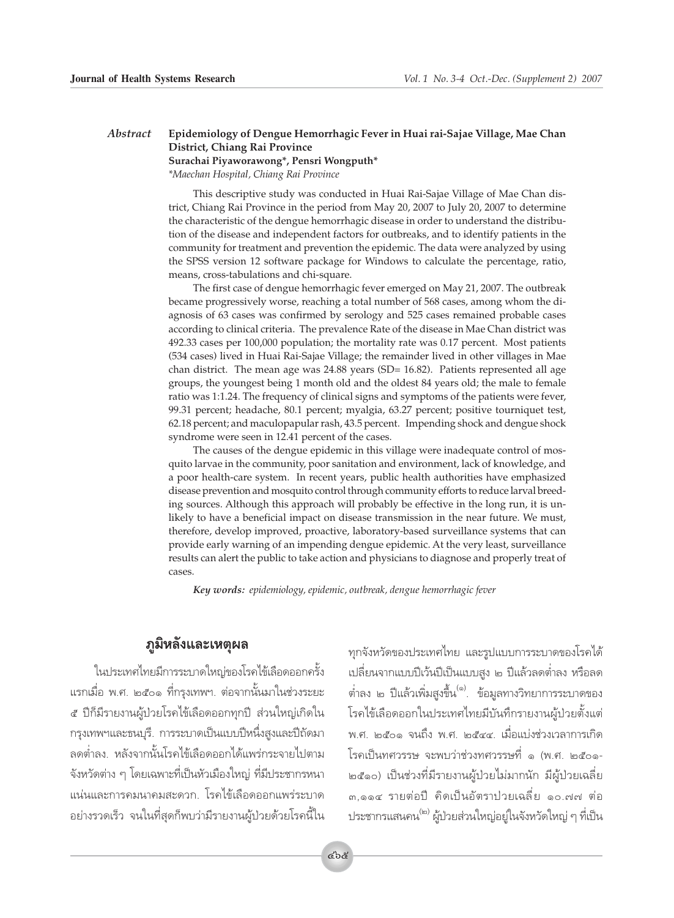## Abstract

**Epidemiology of Dengue Hemorrhagic Fever in Huai rai-Sajae Village, Mae Chan District, Chiang Rai Province**

**Surachai Piyaworawong\*, Pensri Wongputh\***

*\*Maechan Hospital, Chiang Rai Province*

This descriptive study was conducted in Huai Rai-Sajae Village of Mae Chan district, Chiang Rai Province in the period from May 20, 2007 to July 20, 2007 to determine the characteristic of the dengue hemorrhagic disease in order to understand the distribution of the disease and independent factors for outbreaks, and to identify patients in the community for treatment and prevention the epidemic. The data were analyzed by using the SPSS version 12 software package for Windows to calculate the percentage, ratio, means, cross-tabulations and chi-square.

The first case of dengue hemorrhagic fever emerged on May 21, 2007. The outbreak became progressively worse, reaching a total number of 568 cases, among whom the diagnosis of 63 cases was confirmed by serology and 525 cases remained probable cases according to clinical criteria. The prevalence Rate of the disease in Mae Chan district was 492.33 cases per 100,000 population; the mortality rate was 0.17 percent. Most patients (534 cases) lived in Huai Rai-Sajae Village; the remainder lived in other villages in Mae chan district. The mean age was 24.88 years (SD= 16.82). Patients represented all age groups, the youngest being 1 month old and the oldest 84 years old; the male to female ratio was 1:1.24. The frequency of clinical signs and symptoms of the patients were fever, 99.31 percent; headache, 80.1 percent; myalgia, 63.27 percent; positive tourniquet test, 62.18 percent; and maculopapular rash, 43.5 percent. Impending shock and dengue shock syndrome were seen in 12.41 percent of the cases.

The causes of the dengue epidemic in this village were inadequate control of mosquito larvae in the community, poor sanitation and environment, lack of knowledge, and a poor health-care system. In recent years, public health authorities have emphasized disease prevention and mosquito control through community efforts to reduce larval breeding sources. Although this approach will probably be effective in the long run, it is unlikely to have a beneficial impact on disease transmission in the near future. We must, therefore, develop improved, proactive, laboratory-based surveillance systems that can provide early warning of an impending dengue epidemic. At the very least, surveillance results can alert the public to take action and physicians to diagnose and properly treat of cases.

***Key words:*** *epidemiology, epidemic, outbreak, dengue hemorrhagic fever*

## ภูมิหลังและเหตุผล

ในประเทศไทยมีการระบาดใหญ่ของโรคไข้เลือดออกครั้งแรกเมื่อ พ.ศ. ๒๕๐๑ ที่กรุงเทพฯ. ต่อจากนั้นมาในช่วงระยะ ๕ ปีก็มีรายงานผู้ป่วยโรคไข้เลือดออกทุกปี ส่วนใหญ่เกิดในกรุงเทพฯและธนบุรี. การระบาดเป็นแบบปีหนึ่งสูงและปีถัดมาลดต่ำลง. หลังจากนั้นโรคไข้เลือดออกได้แพร่กระจายไปตามจังหวัดต่าง ๆ โดยเฉพาะที่เป็นหัวเมืองใหญ่ ที่มีประชากรหนาแน่นและการคมนาคมสะดวก. โรคไข้เลือดออกแพร่ระบาดอย่างรวดเร็ว จนในที่สุดก็พบว่ามีรายงานผู้ป่วยด้วยโรคนี้ในทุกจังหวัดของประเทศไทย และรูปแบบการระบาดของโรคได้เปลี่ยนจากแบบปีเว้นปีเป็นแบบสูง ๒ ปีแล้วลดต่ำลง หรือลดต่ำลง ๒ ปีแล้วเพิ่มสูงขึ้น[๑]. ข้อมูลทางวิทยาการระบาดของโรคไข้เลือดออกในประเทศไทยมีบันทึกรายงานผู้ป่วยตั้งแต่ พ.ศ. ๒๕๐๑ จนถึง พ.ศ. ๒๕๔๔. เมื่อแบ่งช่วงเวลาการเกิดโรคเป็นทศวรรษ จะพบว่าช่วงทศวรรษที่ ๑ (พ.ศ. ๒๕๐๑-๒๕๑๐) เป็นช่วงที่มีรายงานผู้ป่วยไม่มากนัก มีผู้ป่วยเฉลี่ย ๓,๑๑๔ รายต่อปี คิดเป็นอัตราป่วยเฉลี่ย ๑๐.๗๗ ต่อประชากรแสนคน[๒] ผู้ป่วยส่วนใหญ่อยู่ในจังหวัดใหญ่ ๆ ที่เป็น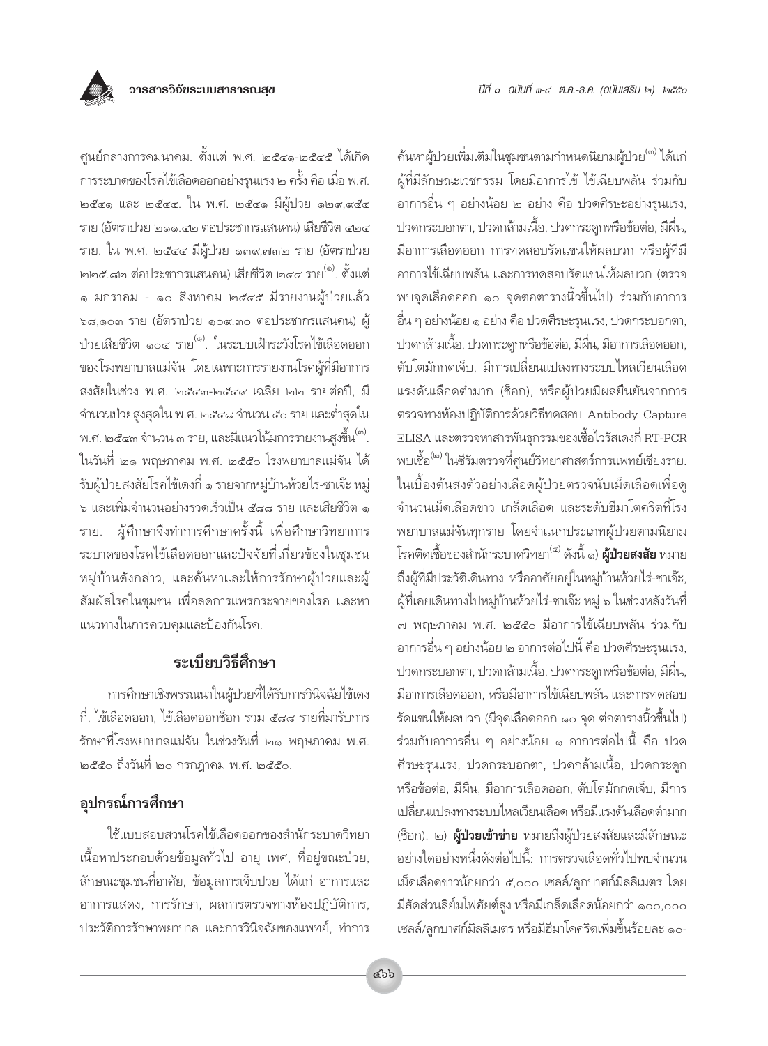ศูนย์กลางการคมนาคม. ตั้งแต่ พ.ศ. ๒๕๔๑-๒๕๔๕ ได้เกิดการระบาดของโรคไข้เลือดออกอย่างรุนแรง ๒ ครั้ง คือ เมื่อ พ.ศ. ๒๕๔๑ และ ๒๕๔๔. ใน พ.ศ. ๒๕๔๑ มีผู้ป่วย ๑๒๙,๙๕๔ ราย (อัตราป่วย ๒๑๑.๔๒ ต่อประชากรแสนคน) เสียชีวิต ๔๒๔ ราย. ใน พ.ศ. ๒๕๔๔ มีผู้ป่วย ๑๓๙,๗๓๒ ราย (อัตราป่วย ๒๒๕.๘๒ ต่อประชากรแสนคน) เสียชีวิต ๒๔๔ ราย[๑]. ตั้งแต่ ๑ มกราคม - ๑๐ สิงหาคม ๒๕๔๕ มีรายงานผู้ป่วยแล้ว ๖๘,๑๐๓ ราย (อัตราป่วย ๑๐๙.๓๐ ต่อประชากรแสนคน) ผู้ป่วยเสียชีวิต ๑๐๔ ราย[๑]. ในระบบเฝ้าระวังโรคไข้เลือดออกของโรงพยาบาลแม่จัน โดยเฉพาะการรายงานโรคผู้ที่มีอาการสงสัยในช่วง พ.ศ. ๒๕๔๓-๒๕๔๙ เฉลี่ย ๒๒ รายต่อปี, มีจำนวนป่วยสูงสุดใน พ.ศ. ๒๕๔๘ จำนวน ๕๐ ราย และต่ำสุดใน พ.ศ. ๒๕๔๓ จำนวน ๓ ราย, และมีแนวโน้มการรายงานสูงขึ้น[๓]. ในวันที่ ๒๑ พฤษภาคม พ.ศ. ๒๕๕๐ โรงพยาบาลแม่จัน ได้รับผู้ป่วยสงสัยโรคไข้เดงกี่ ๑ รายจากหมู่บ้านห้วยไร่-ซาเจ๊ะ หมู่ ๖ และเพิ่มจำนวนอย่างรวดเร็วเป็น ๕๘๘ ราย และเสียชีวิต ๑ ราย. ผู้ศึกษาจึงทำการศึกษาครั้งนี้ เพื่อศึกษาวิทยาการระบาดของโรคไข้เลือดออกและปัจจัยที่เกี่ยวข้องในชุมชนหมู่บ้านดังกล่าว, และค้นหาและให้การรักษาผู้ป่วยและผู้สัมผัสโรคในชุมชน เพื่อลดการแพร่กระจายของโรค และหาแนวทางในการควบคุมและป้องกันโรค.

## ระเบียบวิธีศึกษา

การศึกษาเชิงพรรณนาในผู้ป่วยที่ได้รับการวินิจฉัยไข้เดงกี่, ไข้เลือดออก, ไข้เลือดออกช็อก รวม ๕๘๘ รายที่มารับการรักษาที่โรงพยาบาลแม่จัน ในช่วงวันที่ ๒๑ พฤษภาคม พ.ศ. ๒๕๕๐ ถึงวันที่ ๒๐ กรกฎาคม พ.ศ. ๒๕๕๐.

## อุปกรณ์การศึกษา

ใช้แบบสอบสวนโรคไข้เลือดออกของสำนักระบาดวิทยา เนื้อหาประกอบด้วยข้อมูลทั่วไป อายุ เพศ, ที่อยู่ขณะป่วย, ลักษณะชุมชนที่อาศัย, ข้อมูลการเจ็บป่วย ได้แก่ อาการและอาการแสดง, การรักษา, ผลการตรวจทางห้องปฏิบัติการ, ประวัติการรักษาพยาบาล และการวินิจฉัยของแพทย์, ทำการค้นหาผู้ป่วยเพิ่มเติมในชุมชนตามกำหนดนิยามผู้ป่วย[๓] ได้แก่ ผู้ที่มีลักษณะเวชกรรม โดยมีอาการไข้ ไข้เฉียบพลัน ร่วมกับอาการอื่น ๆ อย่างน้อย ๒ อย่าง คือ ปวดศีรษะอย่างรุนแรง, ปวดกระบอกตา, ปวดกล้ามเนื้อ, ปวดกระดูกหรือข้อต่อ, มีผื่น, มีอาการเลือดออก การทดสอบรัดแขนให้ผลบวก หรือผู้ที่มีอาการไข้เฉียบพลัน และการทดสอบรัดแขนให้ผลบวก (ตรวจพบจุดเลือดออก ๑๐ จุดต่อตารางนิ้วขึ้นไป) ร่วมกับอาการอื่น ๆ อย่างน้อย ๑ อย่าง คือ ปวดศีรษะรุนแรง, ปวดกระบอกตา, ปวดกล้ามเนื้อ, ปวดกระดูกหรือข้อต่อ, มีผื่น, มีอาการเลือดออก, ตับโตมักกดเจ็บ, มีการเปลี่ยนแปลงทางระบบไหลเวียนเลือด แรงดันเลือดต่ำมาก (ช็อก), หรือผู้ป่วยมีผลยืนยันจากการตรวจทางห้องปฏิบัติการด้วยวิธีทดสอบ Antibody Capture ELISA และตรวจหาสารพันธุกรรมของเชื้อไวรัสเดงกี่ RT-PCR พบเชื้อ[๒] ในซีรัมตรวจที่ศูนย์วิทยาศาสตร์การแพทย์เชียงราย. ในเบื้องต้นส่งตัวอย่างเลือดผู้ป่วยตรวจนับเม็ดเลือดเพื่อดูจำนวนเม็ดเลือดขาว เกล็ดเลือด และระดับฮีมาโตคริตที่โรงพยาบาลแม่จันทุกราย โดยจำแนกประเภทผู้ป่วยตามนิยามโรคติดเชื้อของสำนักระบาดวิทยา[๔] ดังนี้ ๑) **ผู้ป่วยสงสัย** หมายถึงผู้ที่มีประวัติเดินทาง หรืออาศัยอยู่ในหมู่บ้านห้วยไร่-ซาเจ๊ะ, ผู้ที่เคยเดินทางไปหมู่บ้านห้วยไร่-ซาเจ๊ะ หมู่ ๖ ในช่วงหลังวันที่ ๗ พฤษภาคม พ.ศ. ๒๕๕๐ มีอาการไข้เฉียบพลัน ร่วมกับอาการอื่น ๆ อย่างน้อย ๒ อาการต่อไปนี้ คือ ปวดศีรษะรุนแรง, ปวดกระบอกตา, ปวดกล้ามเนื้อ, ปวดกระดูกหรือข้อต่อ, มีผื่น, มีอาการเลือดออก, หรือมีอาการไข้เฉียบพลัน และการทดสอบรัดแขนให้ผลบวก (มีจุดเลือดออก ๑๐ จุด ต่อตารางนิ้วขึ้นไป) ร่วมกับอาการอื่น ๆ อย่างน้อย ๑ อาการต่อไปนี้ คือ ปวดศีรษะรุนแรง, ปวดกระบอกตา, ปวดกล้ามเนื้อ, ปวดกระดูกหรือข้อต่อ, มีผื่น, มีอาการเลือดออก, ตับโตมักกดเจ็บ, มีการเปลี่ยนแปลงทางระบบไหลเวียนเลือด หรือมีแรงดันเลือดต่ำมาก (ช็อก). ๒) **ผู้ป่วยเข้าข่าย** หมายถึงผู้ป่วยสงสัยและมีลักษณะอย่างใดอย่างหนึ่งดังต่อไปนี้: การตรวจเลือดทั่วไปพบจำนวนเม็ดเลือดขาวน้อยกว่า ๕,๐๐๐ เซลล์/ลูกบาศก์มิลลิเมตร โดยมีสัดส่วนลิมโฟศัยต์สูง หรือมีเกล็ดเลือดน้อยกว่า ๑๐๐,๐๐๐ เซลล์/ลูกบาศก์มิลลิเมตร หรือมีฮีมาโตคริตเพิ่มขึ้นร้อยละ ๑๐-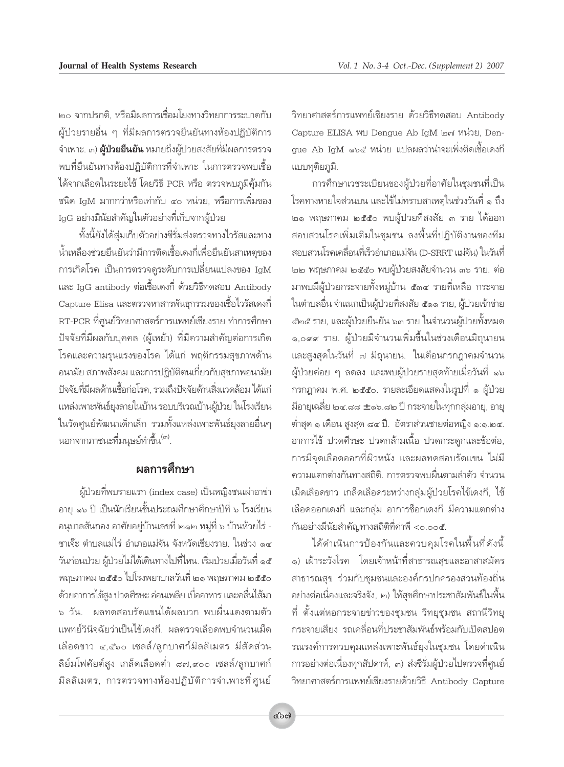๒๐ จากปรกติ, หรือมีผลการเชื่อมโยงทางวิทยาการระบาดกับผู้ป่วยรายอื่น ๆ ที่มีผลการตรวจยืนยันทางห้องปฏิบัติการจำเพาะ. ๓) **ผู้ป่วยยืนยัน** หมายถึงผู้ป่วยสงสัยที่มีผลการตรวจพบที่ยืนยันทางห้องปฏิบัติการที่จำเพาะ ในการตรวจพบเชื้อได้จากเลือดในระยะไข้ โดยวิธี PCR หรือ ตรวจพบภูมิคุ้มกันชนิด IgM มากกว่าหรือเท่ากับ ๔๐ หน่วย, หรือการเพิ่มของ IgG อย่างมีนัยสำคัญในตัวอย่างที่เก็บจากผู้ป่วย

ทั้งนี้ยังได้สุ่มเก็บตัวอย่างซีรั่มส่งตรวจทางไวรัสและทางน้ำเหลืองช่วยยืนยันว่ามีการติดเชื้อเดงกี่เพื่อยืนยันสาเหตุของการเกิดโรค เป็นการตรวจดูระดับการเปลี่ยนแปลงของ IgM และ IgG antibody ต่อเชื้อเดงกี่ ด้วยวิธีทดสอบ Antibody Capture Elisa และตรวจหาสารพันธุกรรมของเชื้อไวรัสเดงกี่ RT-PCR ที่ศูนย์วิทยาศาสตร์การแพทย์เชียงราย ทำการศึกษาปัจจัยที่มีผลกับบุคคล (ผู้เหย้า) ที่มีความสำคัญต่อการเกิดโรคและความรุนแรงของโรค ได้แก่ พฤติกรรมสุขภาพด้านอนามัย สภาพสังคม และการปฏิบัติตนเกี่ยวกับสุขภาพอนามัย ปัจจัยที่มีผลด้านเชื้อก่อโรค, รวมถึงปัจจัยด้านสิ่งแวดล้อม ได้แก่ แหล่งเพาะพันธุ์ยุงลายในบ้าน รอบบริเวณบ้านผู้ป่วย ในโรงเรียน ในวัดศูนย์พัฒนาเด็กเล็ก รวมทั้งแหล่งเพาะพันธุ์ยุงลายอื่นๆ นอกจากภาชนะที่มนุษย์ทำขึ้น[๓].

## ผลการศึกษา

ผู้ป่วยที่พบรายแรก (index case) เป็นหญิงชนเผ่าอาข่า อายุ ๑๖ ปี เป็นนักเรียนชั้นประถมศึกษาปีที่ ๖ โรงเรียนอนุบาลสันกอง อาศัยอยู่บ้านเลขที่ ๒๑๒ หมู่ที่ ๖ บ้านห้วยไร่ - ซาเจ๊ะ ตำบลแม่ไร่ อำเภอแม่จัน จังหวัดเชียงราย. ในช่วง ๑๔ วันก่อนป่วย ผู้ป่วยไม่ได้เดินทางไปที่ไหน. เริ่มป่วยเมื่อวันที่ ๑๕ พฤษภาคม ๒๕๕๐ ไปโรงพยาบาลวันที่ ๒๑ พฤษภาคม ๒๕๕๐ ด้วยอาการไข้สูง ปวดศีรษะ อ่อนเพลีย เบื่ออาหาร และคลื่นไส้มา ๖ วัน. ผลทดสอบรัดแขนได้ผลบวก พบผื่นแดงตามตัว แพทย์วินิจฉัยว่าเป็นไข้เดงกี. ผลตรวจเลือดพบจำนวนเม็ดเลือดขาว ๔,๕๖๐ เซลล์/ลูกบาศก์มิลลิเมตร มีสัดส่วนลิย์มโฟศัยต์สูง เกล็ดเลือดต่ำ ๘๗,๙๐๐ เซลล์/ลูกบาศก์มิลลิเมตร, การตรวจทางห้องปฏิบัติการจำเพาะที่ศูนย์วิทยาศาสตร์การแพทย์เชียงราย ด้วยวิธีทดสอบ Antibody Capture ELISA พบ Dengue Ab IgM ๒๗ หน่วย, Dengue Ab IgM ๑๖๕ หน่วย แปลผลว่าน่าจะเพิ่งติดเชื้อเดงกีแบบทุติยภูมิ.

การศึกษาเวชระเบียนของผู้ป่วยที่อาศัยในชุมชนที่เป็นโรคทางหายใจส่วนบน และไข้ไม่ทราบสาเหตุในช่วงวันที่ ๑ ถึง ๒๑ พฤษภาคม ๒๕๕๐ พบผู้ป่วยที่สงสัย ๓ ราย ได้ออกสอบสวนโรคเพิ่มเติมในชุมชน ลงพื้นที่ปฏิบัติงานของทีมสอบสวนโรคเคลื่อนที่เร็วอำเภอแม่จัน (D-SRRT แม่จัน) ในวันที่ ๒๒ พฤษภาคม ๒๕๕๐ พบผู้ป่วยสงสัยจำนวน ๓๖ ราย. ต่อมาพบมีผู้ป่วยกระจายทั้งหมู่บ้าน ๕๓๔ รายที่เหลือ กระจายในตำบลอื่น จำแนกเป็นผู้ป่วยที่สงสัย ๕๑๑ ราย, ผู้ป่วยเข้าข่าย ๕๒๕ ราย, และผู้ป่วยยืนยัน ๖๓ ราย ในจำนวนผู้ป่วยทั้งหมด ๑,๐๙๙ ราย. ผู้ป่วยมีจำนวนเพิ่มขึ้นในช่วงเดือนมิถุนายน และสูงสุดในวันที่ ๗ มิถุนายน. ในเดือนกรกฎาคมจำนวนผู้ป่วยค่อย ๆ ลดลง และพบผู้ป่วยรายสุดท้ายเมื่อวันที่ ๑๖ กรกฎาคม พ.ศ. ๒๕๕๐. รายละเอียดแสดงในรูปที่ ๑ ผู้ป่วยมีอายุเฉลี่ย ๒๔.๘๘ ±๑๖.๘๒ ปี กระจายในทุกกลุ่มอายุ, อายุต่ำสุด ๑ เดือน สูงสุด ๘๔ ปี. อัตราส่วนชายต่อหญิง ๑:๑.๒๔. อาการไข้ ปวดศีรษะ ปวดกล้ามเนื้อ ปวดกระดูกและข้อต่อ, การมีจุดเลือดออกที่ผิวหนัง และผลทดสอบรัดแขน ไม่มีความแตกต่างกันทางสถิติ. การตรวจพบผื่นตามลำตัว จำนวนเม็ดเลือดขาว เกล็ดเลือดระหว่างกลุ่มผู้ป่วยโรคไข้เดงกี, ไข้เลือดออกเดงกี และกลุ่ม อาการช็อกเดงกี มีความแตกต่างกันอย่างมีนัยสำคัญทางสถิติที่ค่าพี <๐.๐๐๕.

ได้ดำเนินการป้องกันและควบคุมโรคในพื้นที่ดังนี้ ๑) เฝ้าระวังโรค โดยเจ้าหน้าที่สาธารณสุขและอาสาสมัครสาธารณสุข ร่วมกับชุมชนและองค์กรปกครองส่วนท้องถิ่นอย่างต่อเนื่องและจริงจัง, ๒) ให้สุขศึกษาประชาสัมพันธ์ในพื้นที่ ตั้งแต่หอกระจายข่าวของชุมชน วิทยุชุมชน สถานีวิทยุกระจายเสียง รถเคลื่อนที่ประชาสัมพันธ์พร้อมกับเปิดสปอตรณรงค์การควบคุมแหล่งเพาะพันธุ์ยุงในชุมชน โดยดำเนินการอย่างต่อเนื่องทุกสัปดาห์, ๓) ส่งซีรั่มผู้ป่วยไปตรวจที่ศูนย์วิทยาศาสตร์การแพทย์เชียงรายด้วยวิธี Antibody Capture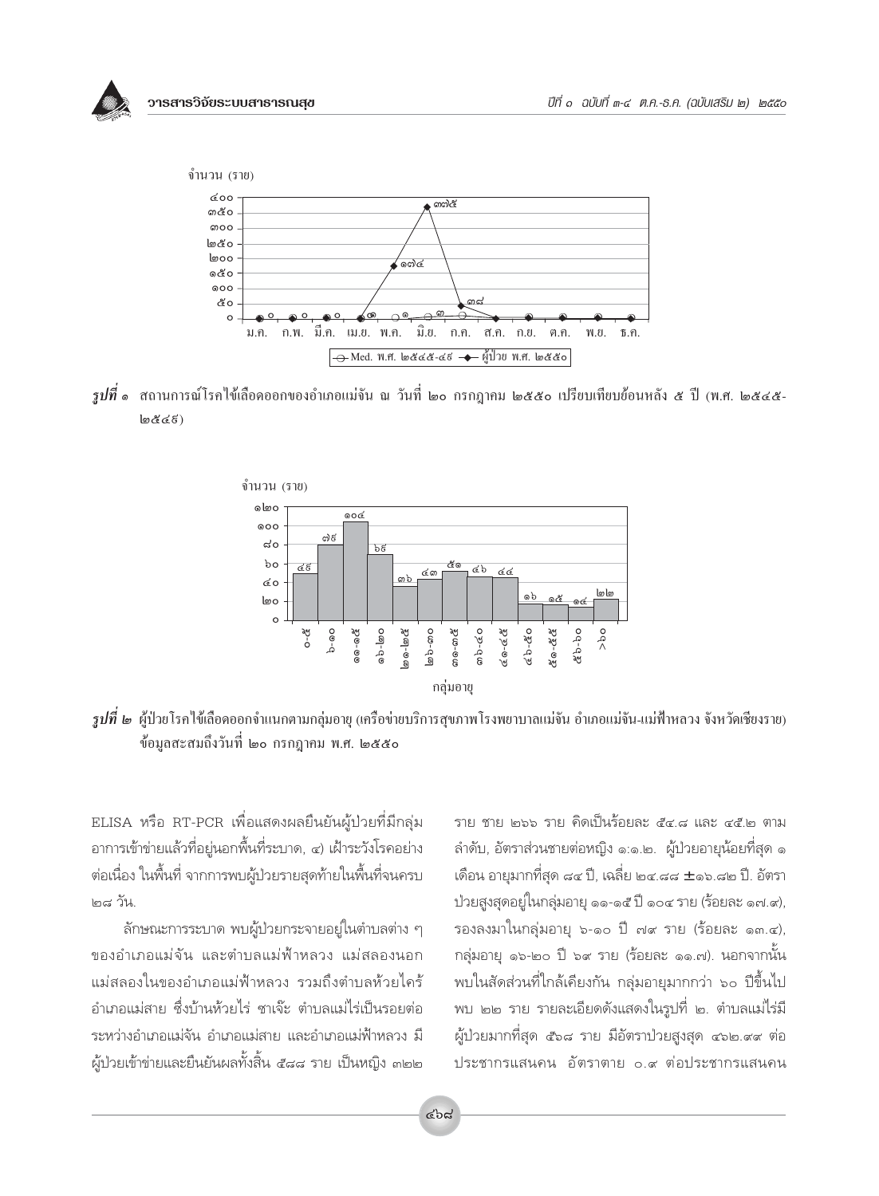*รูปที่ ๑* สถานการณ์โรคไข้เลือดออกของอำเภอแม่จัน ณ วันที่ ๒๐ กรกฎาคม ๒๕๕๐ เปรียบเทียบย้อนหลัง ๕ ปี (พ.ศ. ๒๕๔๕-๒๕๔๙)

*รูปที่ ๒* ผู้ป่วยโรคไข้เลือดออกจำแนกตามกลุ่มอายุ (เครือข่ายบริการสุขภาพโรงพยาบาลแม่จัน อำเภอแม่จัน-แม่ฟ้าหลวง จังหวัดเชียงราย) ข้อมูลสะสมถึงวันที่ ๒๐ กรกฎาคม พ.ศ. ๒๕๕๐

ELISA หรือ RT-PCR เพื่อแสดงผลยืนยันผู้ป่วยที่มีกลุ่มอาการเข้าข่ายแล้วที่อยู่นอกพื้นที่ระบาด, ๔) เฝ้าระวังโรคอย่างต่อเนื่อง ในพื้นที่ จากการพบผู้ป่วยรายสุดท้ายในพื้นที่จนครบ ๒๘ วัน.

ลักษณะการระบาด พบผู้ป่วยกระจายอยู่ในตำบลต่าง ๆ ของอำเภอแม่จัน และตำบลแม่ฟ้าหลวง แม่สลองนอก แม่สลองในของอำเภอแม่ฟ้าหลวง รวมถึงตำบลห้วยไคร้ อำเภอแม่สาย ซึ่งบ้านห้วยไร่ ซาเจ๊ะ ตำบลแม่ไร่เป็นรอยต่อระหว่างอำเภอแม่จัน อำเภอแม่สาย และอำเภอแม่ฟ้าหลวง มีผู้ป่วยเข้าข่ายและยืนยันผลทั้งสิ้น ๕๘๘ ราย เป็นหญิง ๓๒๒ ราย ชาย ๒๖๖ ราย คิดเป็นร้อยละ ๕๔.๘ และ ๔๕.๒ ตามลำดับ, อัตราส่วนชายต่อหญิง ๑:๑.๒. ผู้ป่วยอายุน้อยที่สุด ๑ เดือน อายุมากที่สุด ๘๔ ปี, เฉลี่ย ๒๔.๘๘ ±๑๖.๘๒ ปี. อัตราป่วยสูงสุดอยู่ในกลุ่มอายุ ๑๑-๑๕ ปี ๑๐๔ ราย (ร้อยละ ๑๗.๙), รองลงมาในกลุ่มอายุ ๖-๑๐ ปี ๗๙ ราย (ร้อยละ ๑๓.๔), กลุ่มอายุ ๑๖-๒๐ ปี ๖๙ ราย (ร้อยละ ๑๑.๗). นอกจากนั้นพบในสัดส่วนที่ใกล้เคียงกัน กลุ่มอายุมากกว่า ๖๐ ปีขึ้นไป พบ ๒๒ ราย รายละเอียดดังแสดงในรูปที่ ๒. ตำบลแม่ไร่มีผู้ป่วยมากที่สุด ๕๖๘ ราย มีอัตราป่วยสูงสุด ๔๖๒.๙๙ ต่อประชากรแสนคน อัตราตาย ๐.๙ ต่อประชากรแสนคน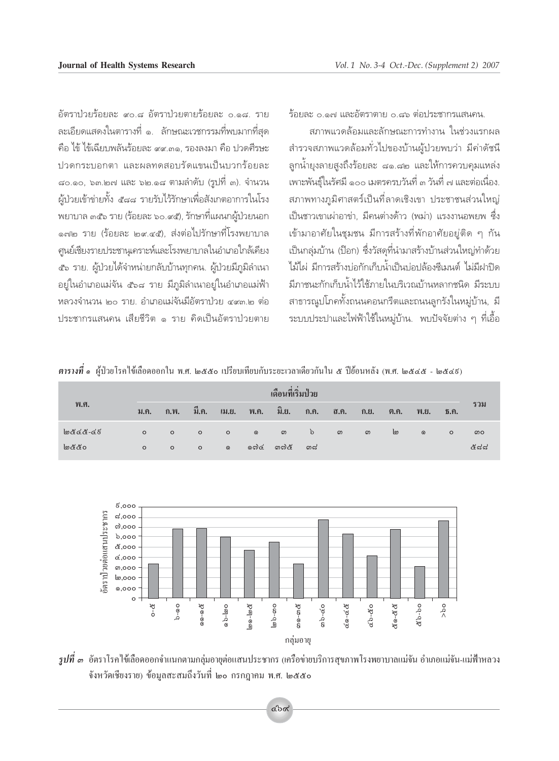อัตราป่วยร้อยละ ๙๐.๘ อัตราป่วยตายร้อยละ ๐.๑๘. รายละเอียดแสดงในตารางที่ ๑. ลักษณะเวชกรรมที่พบมากที่สุด คือ ไข้ ไข้เฉียบพลันร้อยละ ๙๙.๓๑, รองลงมา คือ ปวดศีรษะ ปวดกระบอกตา และผลทดสอบรัดแขนเป็นบวกร้อยละ ๘๐.๑๐, ๖๓.๒๗ และ ๖๒.๑๘ ตามลำดับ (รูปที่ ๓). จำนวนผู้ป่วยเข้าข่ายทั้ง ๕๘๘ รายรับไว้รักษาเพื่อสังเกตอาการในโรงพยาบาล ๓๕๖ ราย (ร้อยละ ๖๐.๙๕), รักษาที่แผนกผู้ป่วยนอก ๑๗๒ ราย (ร้อยละ ๒๙.๔๕), ส่งต่อไปรักษาที่โรงพยาบาลศูนย์เชียงรายประชานุเคราะห์และโรงพยาบาลในอำเภอใกล้เคียง ๕๖ ราย. ผู้ป่วยได้จำหน่ายกลับบ้านทุกคน. ผู้ป่วยมีภูมิลำเนาอยู่ในอำเภอแม่จัน ๕๖๘ ราย มีภูมิลำเนาอยู่ในอำเภอแม่ฟ้าหลวงจำนวน ๒๐ ราย. อำเภอแม่จันมีอัตราป่วย ๔๙๓.๒ ต่อประชากรแสนคน เสียชีวิต ๑ ราย คิดเป็นอัตราป่วยตายร้อยละ ๐.๑๗ และอัตราตาย ๐.๘๖ ต่อประชากรแสนคน.

สภาพแวดล้อมและลักษณะการทำงาน ในช่วงแรกผลสำรวจสภาพแวดล้อมทั่วไปของบ้านผู้ป่วยพบว่า มีค่าดัชนีลูกน้ำยุงลายสูงถึงร้อยละ ๘๑.๘๒ และให้การควบคุมแหล่งเพาะพันธุ์ในรัศมี ๑๐๐ เมตรครบวันที่ ๓ วันที่ ๗ และต่อเนื่อง. สภาพทางภูมิศาสตร์เป็นที่ลาดเชิงเขา ประชาชนส่วนใหญ่เป็นชาวเขาเผ่าอาข่า, มีคนต่างด้าว (พม่า) แรงงานอพยพ ซึ่งเข้ามาอาศัยในชุมชน มีการสร้างที่พักอาศัยอยู่ติด ๆ กัน เป็นกลุ่มบ้าน (ป๊อก) ซึ่งวัสดุที่นำมาสร้างบ้านส่วนใหญ่ทำด้วยไม้ไผ่ มีการสร้างบ่อกักเก็บน้ำเป็นบ่อปล้องซีเมนต์ ไม่มีฝาปิด มีภาชนะกักเก็บน้ำไว้ใช้ภายในบริเวณบ้านหลากชนิด มีระบบสาธารณูปโภคทั้งถนนคอนกรีตและถนนลูกรังในหมู่บ้าน, มีระบบประปาและไฟฟ้าใช้ในหมู่บ้าน. พบปัจจัยต่าง ๆ ที่เอื้อ

***ตารางที่ ๑*** ผู้ป่วยโรคไข้เลือดออกใน พ.ศ. ๒๕๕๐ เปรียบเทียบกับระยะเวลาเดียวกันใน ๕ ปีย้อนหลัง (พ.ศ. ๒๕๔๕ - ๒๕๔๙)

| พ.ศ. | เดือนที่เริ่มป่วย | | | | | | | | | | | | รวม |
|---|---|---|---|---|---|---|---|---|---|---|---|---|---|
| | ม.ค. | ก.พ. | มี.ค. | เม.ย. | พ.ค. | มิ.ย. | ก.ค. | ส.ค. | ก.ย. | ต.ค. | พ.ย. | ธ.ค. | |
| ๒๕๔๕-๔๙ | ๐ | ๐ | ๐ | ๐ | ๑ | ๓ | ๖ | ๓ | ๓ | ๒ | ๑ | ๐ | ๓๐ |
| ๒๕๕๐ | ๐ | ๐ | ๐ | ๑ | ๑๗๔ | ๓๗๕ | ๓๘ | | | | | | ๕๘๘ |

***รูปที่ ๓*** อัตราโรคไข้เลือดออกจำแนกตามกลุ่มอายุต่อแสนประชากร (เครือข่ายบริการสุขภาพโรงพยาบาลแม่จัน อำเภอแม่จัน-แม่ฟ้าหลวง จังหวัดเชียงราย) ข้อมูลสะสมถึงวันที่ ๒๐ กรกฎาคม พ.ศ. ๒๕๕๐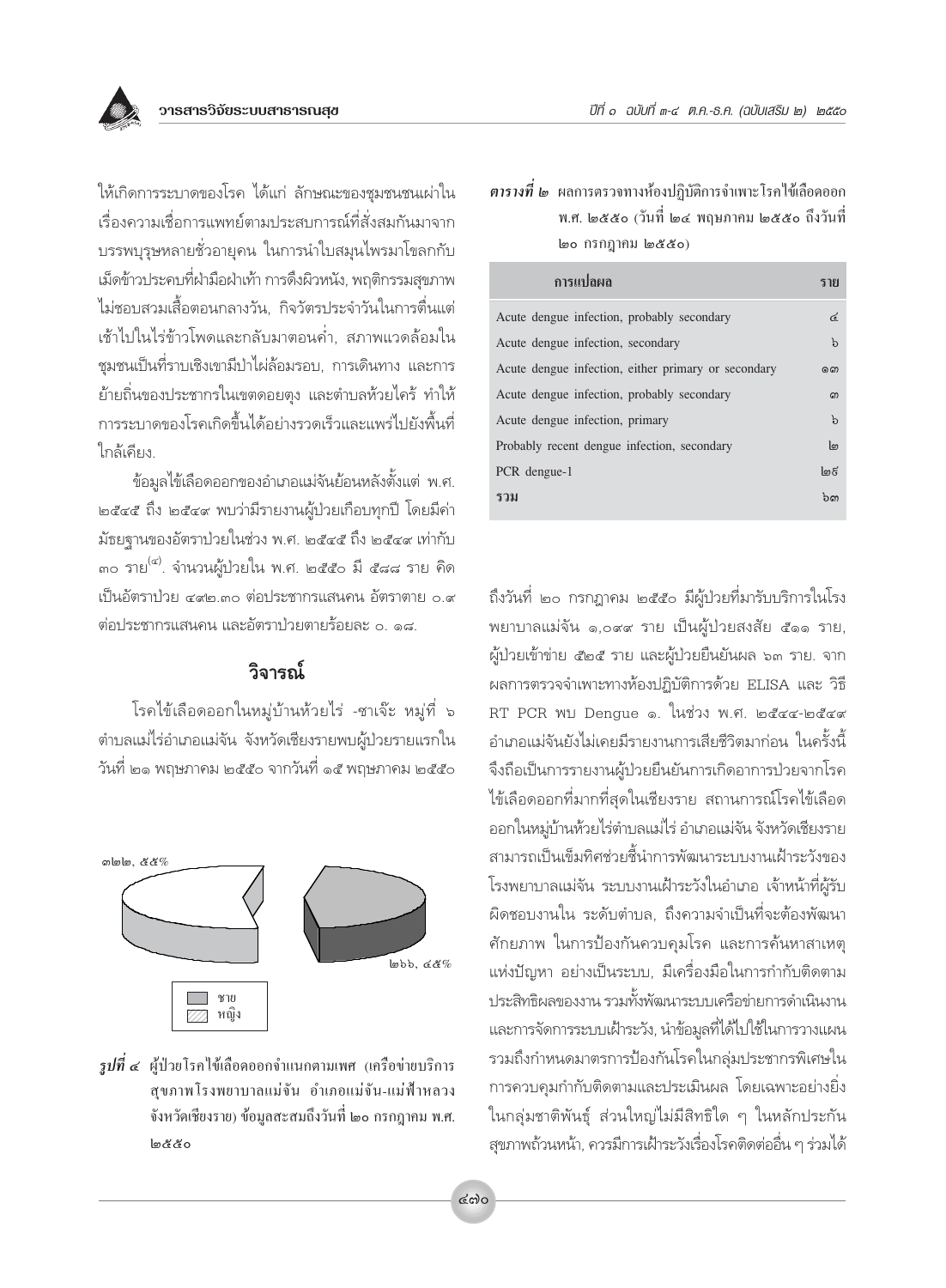ให้เกิดการระบาดของโรค ได้แก่ ลักษณะของชุมชนชนเผ่าใน เรื่องความเชื่อการแพทย์ตามประสบการณ์ที่สั่งสมกันมาจากบรรพบุรุษหลายชั่วอายุคน ในการนำใบสมุนไพรมาโขลกกับเม็ดข้าวประคบที่ฝ่ามือฝ่าเท้า การดึงผิวหนัง, พฤติกรรมสุขภาพไม่ชอบสวมเสื้อตอนกลางวัน, กิจวัตรประจำวันในการตื่นแต่เช้าไปในไร่ข้าวโพดและกลับมาตอนค่ำ, สภาพแวดล้อมในชุมชนเป็นที่ราบเชิงเขามีป่าไผ่ล้อมรอบ, การเดินทาง และการย้ายถิ่นของประชากรในเขตดอยตุง และตำบลห้วยไคร้ ทำให้การระบาดของโรคเกิดขึ้นได้อย่างรวดเร็วและแพร่ไปยังพื้นที่ใกล้เคียง.

ข้อมูลไข้เลือดออกของอำเภอแม่จันย้อนหลังตั้งแต่ พ.ศ. ๒๕๔๕ ถึง ๒๕๔๙ พบว่ามีรายงานผู้ป่วยเกือบทุกปี โดยมีค่ามัธยฐานของอัตราป่วยในช่วง พ.ศ. ๒๕๔๕ ถึง ๒๕๔๙ เท่ากับ ๓๐ ราย[๔]. จำนวนผู้ป่วยใน พ.ศ. ๒๕๕๐ มี ๕๘๘ ราย คิดเป็นอัตราป่วย ๔๗๒.๓๐ ต่อประชากรแสนคน อัตราตาย ๐.๙ ต่อประชากรแสนคน และอัตราป่วยตายร้อยละ ๐. ๑๘.

## วิจารณ์

โรคไข้เลือดออกในหมู่บ้านห้วยไร่ -ซาเจ๊ะ หมู่ที่ ๖ ตำบลแม่ไร่อำเภอแม่จัน จังหวัดเชียงรายพบผู้ป่วยรายแรกในวันที่ ๒๑ พฤษภาคม ๒๕๕๐ จากวันที่ ๑๕ พฤษภาคม ๒๕๕๐

ชาย ๒๖๖, ๔๕%
หญิง ๓๒๒, ๕๕%

***รูปที่ ๔*** ผู้ป่วยโรคไข้เลือดออกจำแนกตามเพศ (เครือข่ายบริการสุขภาพโรงพยาบาลแม่จัน อำเภอแม่จัน-แม่ฟ้าหลวง จังหวัดเชียงราย) ข้อมูลสะสมถึงวันที่ ๒๐ กรกฎาคม พ.ศ. ๒๕๕๐

***ตารางที่ ๒*** ผลการตรวจทางห้องปฏิบัติการจำเพาะโรคไข้เลือดออก พ.ศ. ๒๕๕๐ (วันที่ ๒๔ พฤษภาคม ๒๕๕๐ ถึงวันที่ ๒๐ กรกฎาคม ๒๕๕๐)

| การแปลผล | ราย |
|---|---|
| Acute dengue infection, probably secondary | ๔ |
| Acute dengue infection, secondary | ๖ |
| Acute dengue infection, either primary or secondary | ๑๓ |
| Acute dengue infection, probably secondary | ๓ |
| Acute dengue infection, primary | ๖ |
| Probably recent dengue infection, secondary | ๒ |
| PCR dengue-1 | ๒๙ |
| **รวม** | ๖๓ |

ถึงวันที่ ๒๐ กรกฎาคม ๒๕๕๐ มีผู้ป่วยที่มารับบริการในโรงพยาบาลแม่จัน ๑,๐๙๙ ราย เป็นผู้ป่วยสงสัย ๕๑๑ ราย, ผู้ป่วยเข้าข่าย ๕๒๕ ราย และผู้ป่วยยืนยันผล ๖๓ ราย. จากผลการตรวจจำเพาะทางห้องปฏิบัติการด้วย ELISA และ วิธี RT PCR พบ Dengue ๑. ในช่วง พ.ศ. ๒๕๔๔-๒๕๔๙ อำเภอแม่จันยังไม่เคยมีรายงานการเสียชีวิตมาก่อน ในครั้งนี้จึงถือเป็นการรายงานผู้ป่วยยืนยันการเกิดอาการป่วยจากโรคไข้เลือดออกที่มากที่สุดในเชียงราย สถานการณ์โรคไข้เลือดออกในหมู่บ้านห้วยไร่ตำบลแม่ไร่ อำเภอแม่จัน จังหวัดเชียงราย สามารถเป็นเข็มทิศช่วยชี้นำการพัฒนาระบบงานเฝ้าระวังของโรงพยาบาลแม่จัน ระบบงานเฝ้าระวังในอำเภอ เจ้าหน้าที่ผู้รับผิดชอบงานใน ระดับตำบล, ถึงความจำเป็นที่จะต้องพัฒนาศักยภาพ ในการป้องกันควบคุมโรค และการค้นหาสาเหตุแห่งปัญหา อย่างเป็นระบบ, มีเครื่องมือในการกำกับติดตามประสิทธิผลของงาน รวมทั้งพัฒนาระบบเครือข่ายการดำเนินงานและการจัดการระบบเฝ้าระวัง, นำข้อมูลที่ได้ไปใช้ในการวางแผน รวมถึงกำหนดมาตรการป้องกันโรคในกลุ่มประชากรพิเศษในการควบคุมกำกับติดตามและประเมินผล โดยเฉพาะอย่างยิ่งในกลุ่มชาติพันธุ์ ส่วนใหญ่ไม่มีสิทธิใด ๆ ในหลักประกันสุขภาพถ้วนหน้า, ควรมีการเฝ้าระวังเรื่องโรคติดต่ออื่น ๆ ร่วมได้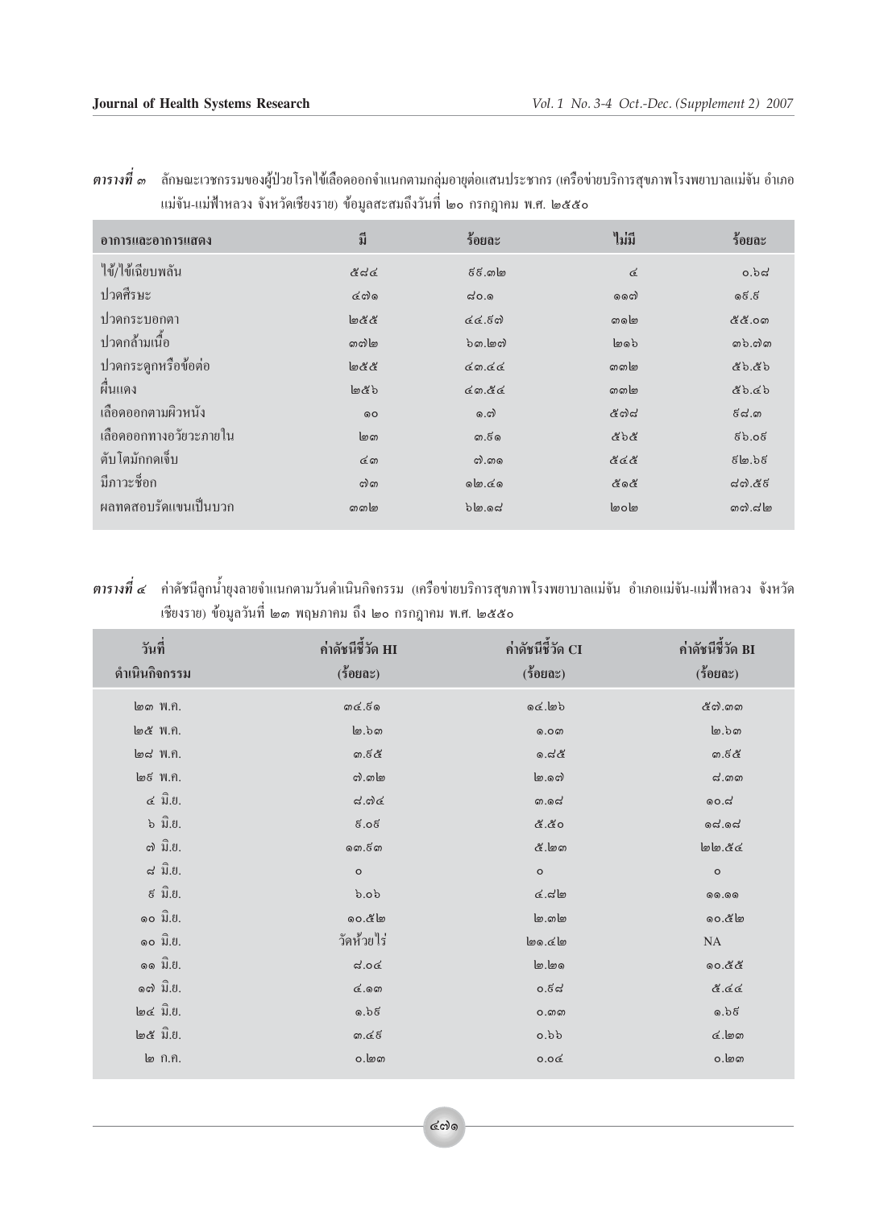***ตารางที่ ๓*** ลักษณะเวชกรรมของผู้ป่วยโรคไข้เลือดออกจำแนกตามกลุ่มอายุต่อแสนประชากร (เครือข่ายบริการสุขภาพโรงพยาบาลแม่จัน อำเภอแม่จัน-แม่ฟ้าหลวง จังหวัดเชียงราย) ข้อมูลสะสมถึงวันที่ ๒๐ กรกฎาคม พ.ศ. ๒๕๕๐

| อาการและอาการแสดง | มี | ร้อยละ | ไม่มี | ร้อยละ |
|---|---|---|---|---|
| ไข้/ไข้เฉียบพลัน | ๕๘๔ | ๙๙.๓๒ | ๔ | ๐.๖๘ |
| ปวดศีรษะ | ๔๗๑ | ๘๐.๑ | ๑๑๗ | ๑๙.๙ |
| ปวดกระบอกตา | ๒๕๕ | ๔๔.๙๗ | ๓๑๒ | ๕๕.๐๓ |
| ปวดกล้ามเนื้อ | ๓๗๒ | ๖๓.๒๗ | ๒๑๖ | ๓๖.๗๓ |
| ปวดกระดูกหรือข้อต่อ | ๒๕๕ | ๔๓.๔๔ | ๓๓๒ | ๕๖.๕๖ |
| ผื่นแดง | ๒๕๖ | ๔๓.๕๔ | ๓๓๒ | ๕๖.๔๖ |
| เลือดออกตามผิวหนัง | ๑๐ | ๑.๗ | ๕๗๘ | ๙๘.๓ |
| เลือดออกทางอวัยวะภายใน | ๒๓ | ๓.๙๑ | ๕๖๕ | ๙๖.๐๙ |
| ตับโตมักกดเจ็บ | ๔๓ | ๗.๓๑ | ๕๔๕ | ๙๒.๖๙ |
| มีภาวะช็อก | ๗๓ | ๑๒.๔๑ | ๕๑๕ | ๘๗.๕๙ |
| ผลทดสอบรัดแขนเป็นบวก | ๓๓๒ | ๖๒.๑๘ | ๒๐๒ | ๓๗.๘๒ |

***ตารางที่ ๔*** ค่าดัชนีลูกน้ำยุงลายจำแนกตามวันดำเนินกิจกรรม (เครือข่ายบริการสุขภาพโรงพยาบาลแม่จัน อำเภอแม่จัน-แม่ฟ้าหลวง จังหวัดเชียงราย) ข้อมูลวันที่ ๒๓ พฤษภาคม ถึง ๒๐ กรกฎาคม พ.ศ. ๒๕๕๐

| วันที่ดำเนินกิจกรรม | ค่าดัชนีชี้วัด HI (ร้อยละ) | ค่าดัชนีชี้วัด CI (ร้อยละ) | ค่าดัชนีชี้วัด BI (ร้อยละ) |
|---|---|---|---|
| ๒๓ พ.ค. | ๓๔.๙๑ | ๑๔.๒๖ | ๕๗.๓๓ |
| ๒๕ พ.ค. | ๒.๖๓ | ๑.๐๓ | ๒.๖๓ |
| ๒๘ พ.ค. | ๓.๙๕ | ๑.๘๕ | ๓.๙๕ |
| ๒๙ พ.ค. | ๗.๓๒ | ๒.๑๗ | ๘.๓๓ |
| ๔ มิ.ย. | ๘.๗๔ | ๓.๑๘ | ๑๐.๘ |
| ๖ มิ.ย. | ๙.๐๙ | ๕.๕๐ | ๑๘.๑๘ |
| ๗ มิ.ย. | ๑๓.๙๓ | ๕.๒๓ | ๒๒.๕๔ |
| ๘ มิ.ย. | ๐ | ๐ | ๐ |
| ๙ มิ.ย. | ๖.๐๖ | ๔.๘๒ | ๑๑.๑๑ |
| ๑๐ มิ.ย. | ๑๐.๕๒ | ๒.๓๒ | ๑๐.๕๒ |
| ๑๐ มิ.ย. | วัดห้วยไร่ | ๒๑.๔๒ | NA |
| ๑๑ มิ.ย. | ๘.๐๔ | ๒.๒๑ | ๑๐.๕๕ |
| ๑๗ มิ.ย. | ๔.๑๓ | ๐.๙๘ | ๕.๔๔ |
| ๒๔ มิ.ย. | ๑.๖๙ | ๐.๓๓ | ๑.๖๙ |
| ๒๕ มิ.ย. | ๓.๔๙ | ๐.๖๖ | ๔.๒๓ |
| ๒ ก.ค. | ๐.๒๓ | ๐.๐๔ | ๐.๒๓ |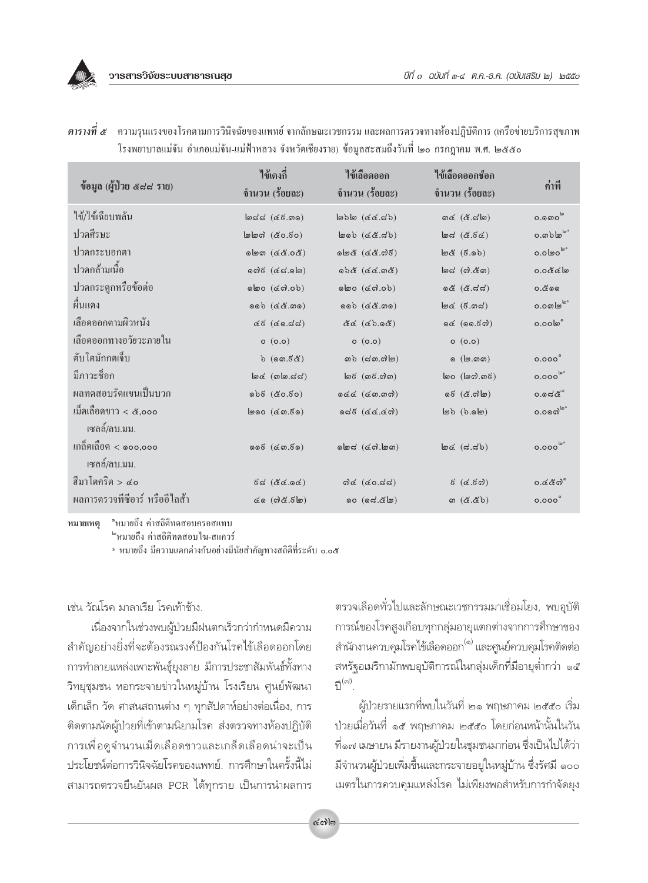***ตารางที่ ๕*** ความรุนแรงของโรคตามการวินิจฉัยของแพทย์ จากลักษณะเวชกรรม และผลการตรวจทางห้องปฏิบัติการ (เครือข่ายบริการสุขภาพ โรงพยาบาลแม่จัน อำเภอแม่จัน-แม่ฟ้าหลวง จังหวัดเชียงราย) ข้อมูลสะสมถึงวันที่ ๒๐ กรกฎาคม พ.ศ. ๒๕๕๐

| ข้อมูล (ผู้ป่วย ๕๘๘ ราย) | ไข้เดงกี่ จำนวน (ร้อยละ) | ไข้เลือดออก จำนวน (ร้อยละ) | ไข้เลือดออกช็อก จำนวน (ร้อยละ) | ค่าพี |
|---|---|---|---|---|
| ไข้/ไข้เฉียบพลัน | ๒๘๘ (๔๙.๓๑) | ๒๖๒ (๔๔.๘๖) | ๓๔ (๕.๘๒) | ๐.๑๓๐[๒] |
| ปวดศีรษะ | ๒๒๗ (๕๐.๙๐) | ๒๑๖ (๔๕.๘๖) | ๒๘ (๕.๙๔) | ๐.๓๖๒[๒*] |
| ปวดกระบอกตา | ๑๒๓ (๔๕.๐๕) | ๑๒๕ (๔๕.๗๙) | ๒๕ (๙.๑๖) | ๐.๐๒๐[๒*] |
| ปวดกล้ามเนื้อ | ๑๗๙ (๔๘.๑๒) | ๑๖๕ (๔๔.๓๕) | ๒๘ (๗.๕๓) | ๐.๐๕๔๒ |
| ปวดกระดูกหรือข้อต่อ | ๑๒๐ (๔๗.๐๖) | ๑๒๐ (๔๗.๐๖) | ๑๕ (๕.๘๘) | ๐.๕๑๑ |
| ผื่นแดง | ๑๑๖ (๔๕.๓๑) | ๑๑๖ (๔๕.๓๑) | ๒๔ (๙.๓๘) | ๐.๐๓๒[๒*] |
| เลือดออกตามผิวหนัง | ๔๙ (๔๑.๘๘) | ๕๔ (๔๖.๑๕) | ๑๔ (๑๑.๙๗) | ๐.๐๐๒[๑] |
| เลือดออกทางอวัยวะภายใน | ๐ (๐.๐) | ๐ (๐.๐) | ๐ (๐.๐) | |
| ตับโตมักกดเจ็บ | ๖ (๑๓.๙๕) | ๓๖ (๘๓.๗๒) | ๑ (๒.๓๓) | ๐.๐๐๐[๑] |
| มีภาวะช็อก | ๒๔ (๓๒.๘๘) | ๒๙ (๓๙.๗๓) | ๒๐ (๒๗.๓๙) | ๐.๐๐๐[๒*] |
| ผลทดสอบรัดแขนเป็นบวก | ๑๖๙ (๕๐.๙๐) | ๑๔๔ (๔๓.๓๗) | ๑๙ (๕.๗๒) | ๐.๑๘๕[๑] |
| เม็ดเลือดขาว < ๕,๐๐๐ เซลล์/ลบ.มม. | ๒๑๐ (๔๓.๙๑) | ๑๘๙ (๔๔.๔๗) | ๒๖ (๖.๑๒) | ๐.๐๑๗[๒*] |
| เกล็ดเลือด < ๑๐๐,๐๐๐ เซลล์/ลบ.มม. | ๑๑๙ (๔๓.๙๑) | ๑๒๘ (๔๗.๒๓) | ๒๔ (๘.๘๖) | ๐.๐๐๐[๒*] |
| ฮีมาโตคริต > ๔๐ | ๙๘ (๕๔.๑๔) | ๗๔ (๔๐.๘๘) | ๙ (๔.๙๗) | ๐.๔๕๗[๑] |
| ผลการตรวจพีซีอาร์ หรืออีไลส้า | ๔๑ (๗๕.๙๒) | ๑๐ (๑๘.๕๒) | ๓ (๕.๕๖) | ๐.๐๐๐[๑] |

**หมายเหตุ** [๑]หมายถึง ค่าสถิติทดสอบครอสแทบ
[๒]หมายถึง ค่าสถิติทดสอบไค-สแควร์
\* หมายถึง มีความแตกต่างกันอย่างมีนัยสำคัญทางสถิติที่ระดับ ๐.๐๕

เช่น วัณโรค มาลาเรีย โรคเท้าช้าง.

เนื่องจากในช่วงพบผู้ป่วยมีฝนตกเร็วกว่ากำหนดมีความสำคัญอย่างยิ่งที่จะต้องรณรงค์ป้องกันโรคไข้เลือดออกโดยการทำลายแหล่งเพาะพันธุ์ยุงลาย มีการประชาสัมพันธ์ทั้งทางวิทยุชุมชน หอกระจายข่าวในหมู่บ้าน โรงเรียน ศูนย์พัฒนาเด็กเล็ก วัด ศาสนสถานต่าง ๆ ทุกสัปดาห์อย่างต่อเนื่อง, การติดตามนัดผู้ป่วยที่เข้าตามนิยามโรค ส่งตรวจทางห้องปฏิบัติการเพื่อดูจำนวนเม็ดเลือดขาวและเกล็ดเลือดน่าจะเป็นประโยชน์ต่อการวินิจฉัยโรคของแพทย์. การศึกษาในครั้งนี้ไม่สามารถตรวจยืนยันผล PCR ได้ทุกราย เป็นการนำผลการตรวจเลือดทั่วไปและลักษณะเวชกรรมมาเชื่อมโยง, พบอุบัติการณ์ของโรคสูงเกือบทุกกลุ่มอายุแตกต่างจากการศึกษาของสำนักงานควบคุมโรคไข้เลือดออก[๑] และศูนย์ควบคุมโรคติดต่อสหรัฐอเมริกามักพบอุบัติการณ์ในกลุ่มเด็กที่มีอายุต่ำกว่า ๑๕ ปี[๗].

ผู้ป่วยรายแรกที่พบในวันที่ ๒๑ พฤษภาคม ๒๕๕๐ เริ่มป่วยเมื่อวันที่ ๑๕ พฤษภาคม ๒๕๕๐ โดยก่อนหน้านั้นในวันที่๑๗ เมษายน มีรายงานผู้ป่วยในชุมชนมาก่อน ซึ่งเป็นไปได้ว่ามีจำนวนผู้ป่วยเพิ่มขึ้นและกระจายอยู่ในหมู่บ้าน ซึ่งรัศมี ๑๐๐ เมตรในการควบคุมแหล่งโรค ไม่เพียงพอสำหรับการกำจัดยุง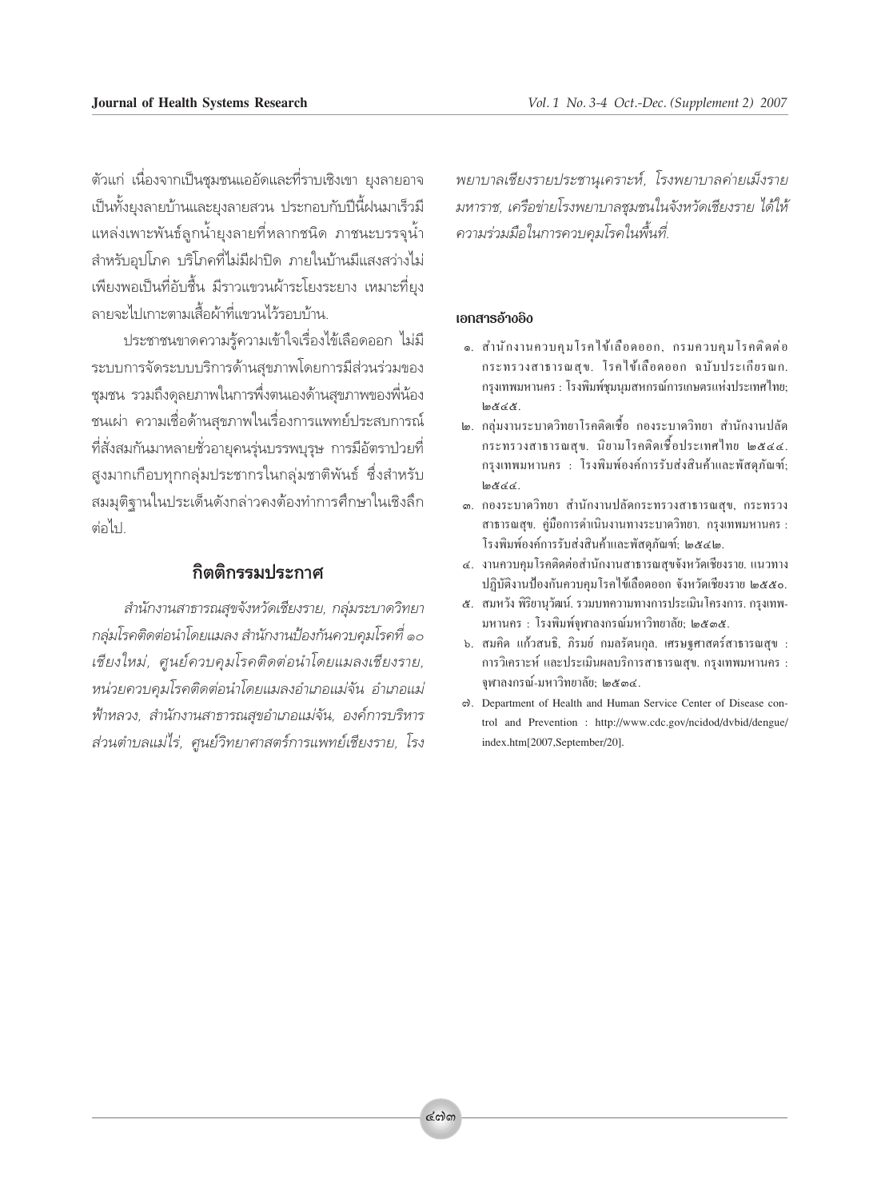ตัวแก่ เนื่องจากเป็นชุมชนแออัดและที่ราบเชิงเขา ยุงลายอาจเป็นทั้งยุงลายบ้านและยุงลายสวน ประกอบกับปีนี้ฝนมาเร็วมีแหล่งเพาะพันธ์ลูกน้ำยุงลายที่หลากชนิด ภาชนะบรรจุน้ำสำหรับอุปโภค บริโภคที่ไม่มีฝาปิด ภายในบ้านมีแสงสว่างไม่เพียงพอเป็นที่อับชื้น มีราวแขวนผ้าระโยงระยาง เหมาะที่ยุงลายจะไปเกาะตามเสื้อผ้าที่แขวนไว้รอบบ้าน.

ประชาชนขาดความรู้ความเข้าใจเรื่องไข้เลือดออก ไม่มีระบบการจัดระบบบริการด้านสุขภาพโดยการมีส่วนร่วมของชุมชน รวมถึงดุลยภาพในการพึ่งตนเองด้านสุขภาพของพี่น้องชนเผ่า ความเชื่อด้านสุขภาพในเรื่องการแพทย์ประสบการณ์ที่สั่งสมกันมาหลายชั่วอายุคนรุ่นบรรพบุรุษ การมีอัตราป่วยที่สูงมากเกือบทุกกลุ่มประชากรในกลุ่มชาติพันธ์ ซึ่งสำหรับสมมุติฐานในประเด็นดังกล่าวคงต้องทำการศึกษาในเชิงลึกต่อไป.

## กิตติกรรมประกาศ

*สำนักงานสาธารณสุขจังหวัดเชียงราย, กลุ่มระบาดวิทยา กลุ่มโรคติดต่อนำโดยแมลง สำนักงานป้องกันควบคุมโรคที่ ๑๐ เชียงใหม่, ศูนย์ควบคุมโรคติดต่อนำโดยแมลงเชียงราย, หน่วยควบคุมโรคติดต่อนำโดยแมลงอำเภอแม่จัน อำเภอแม่ฟ้าหลวง, สำนักงานสาธารณสุขอำเภอแม่จัน, องค์การบริหารส่วนตำบลแม่ไร่, ศูนย์วิทยาศาสตร์การแพทย์เชียงราย, โรงพยาบาลเชียงรายประชานุเคราะห์, โรงพยาบาลค่ายเม็งรายมหาราช, เครือข่ายโรงพยาบาลชุมชนในจังหวัดเชียงราย ได้ให้ความร่วมมือในการควบคุมโรคในพื้นที่.*

### เอกสารอ้างอิง

๑. สำนักงานควบคุมโรคไข้เลือดออก, กรมควบคุมโรคติดต่อ กระทรวงสาธารณสุข. โรคไข้เลือดออก ฉบับประเกียรณก. กรุงเทพมหานคร : โรงพิมพ์ชุมนุมสหกรณ์การเกษตรแห่งประเทศไทย; ๒๕๔๕.

๒. กลุ่มงานระบาดวิทยาโรคติดเชื้อ กองระบาดวิทยา สำนักงานปลัดกระทรวงสาธารณสุข. นิยามโรคติดเชื้อประเทศไทย ๒๕๔๔. กรุงเทพมหานคร : โรงพิมพ์องค์การรับส่งสินค้าและพัสดุภัณฑ์; ๒๕๔๔.

๓. กองระบาดวิทยา สำนักงานปลัดกระทรวงสาธารณสุข, กระทรวงสาธารณสุข. คู่มือการดำเนินงานทางระบาดวิทยา. กรุงเทพมหานคร : โรงพิมพ์องค์การรับส่งสินค้าและพัสดุภัณฑ์; ๒๕๔๒.

๔. งานควบคุมโรคติดต่อสำนักงานสาธารณสุขจังหวัดเชียงราย. แนวทางปฏิบัติงานป้องกันควบคุมโรคไข้เลือดออก จังหวัดเชียงราย ๒๕๕๐.

๕. สมหวัง พิริยานุวัฒน์. รวมบทความทางการประเมินโครงการ. กรุงเทพมหานคร : โรงพิมพ์จุฬาลงกรณ์มหาวิทยาลัย; ๒๕๓๕.

๖. สมคิด แก้วสนธิ, ภิรมย์ กมลรัตนกุล. เศรษฐศาสตร์สาธารณสุข : การวิเคราะห์ และประเมินผลบริการสาธารณสุข. กรุงเทพมหานคร : จุฬาลงกรณ์-มหาวิทยาลัย; ๒๕๓๔.

๗. Department of Health and Human Service Center of Disease control and Prevention : http://www.cdc.gov/ncidod/dvbid/dengue/index.htm[2007,September/20].